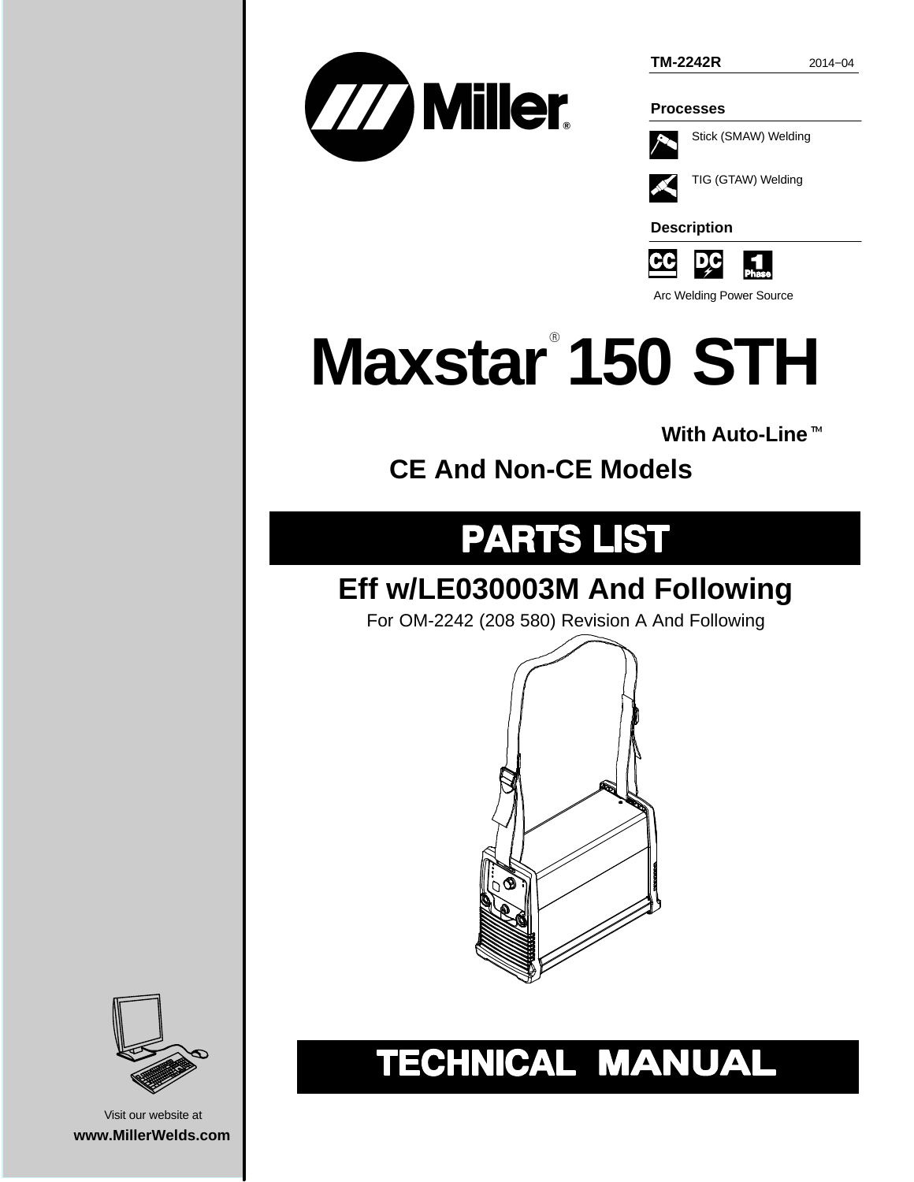**TM-2242R** 2014−04

**Processes**

Stick (SMAW) Welding

TIG (GTAW) Welding

**Description**

Arc Welding Power Source

# Maxstar® 150 STH

**With Auto-Line™**

## CE And Non-CE Models

# PARTS LIST

## Eff w/LE030003M And Following

For OM-2242 (208 580) Revision A And Following

# TECHNICAL MANUAL

Visit our website at

**www.MillerWelds.com**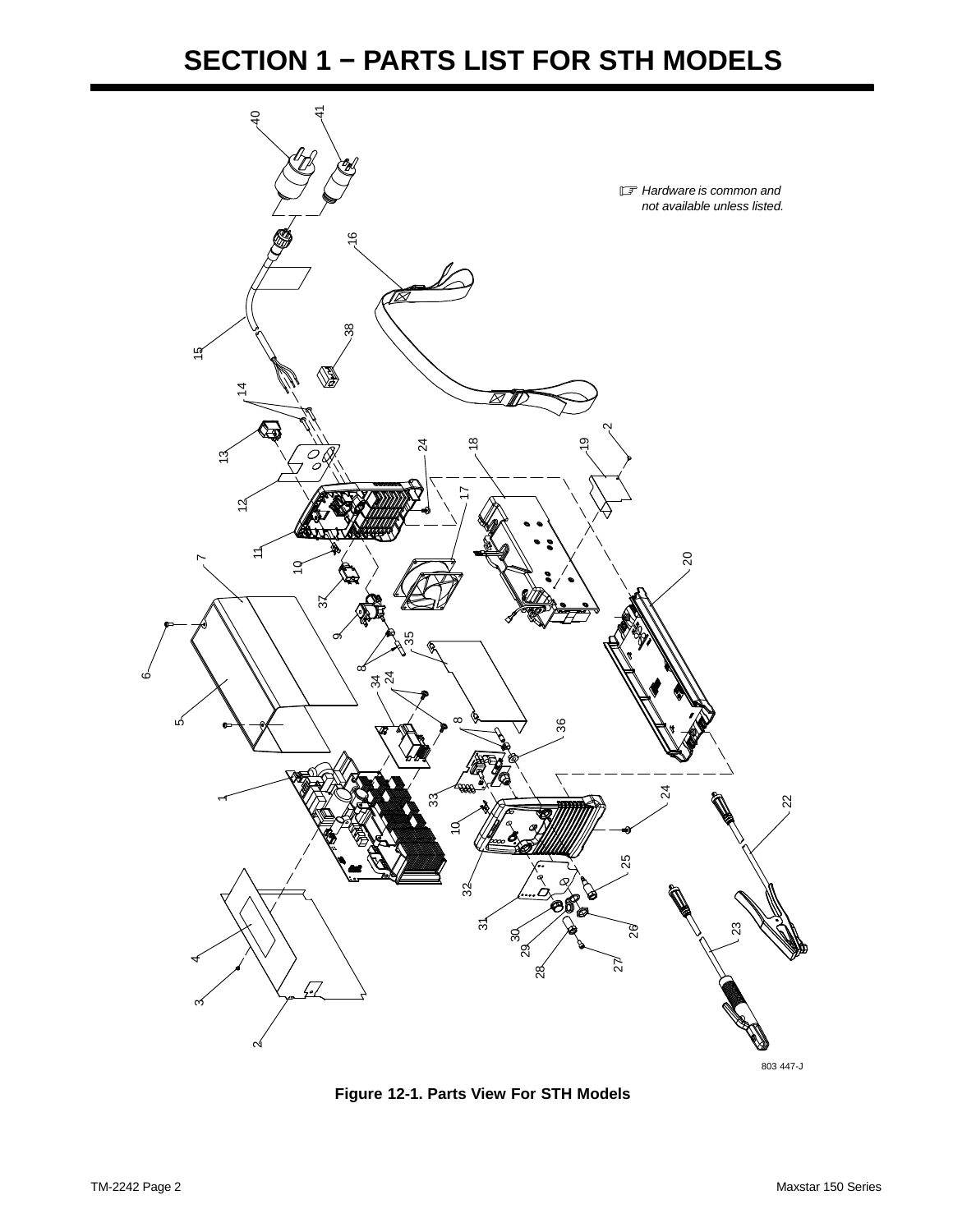# SECTION 1 − PARTS LIST FOR STH MODELS

*Hardware is common and not available unless listed.*

803 447-J

**Figure 12-1. Parts View For STH Models**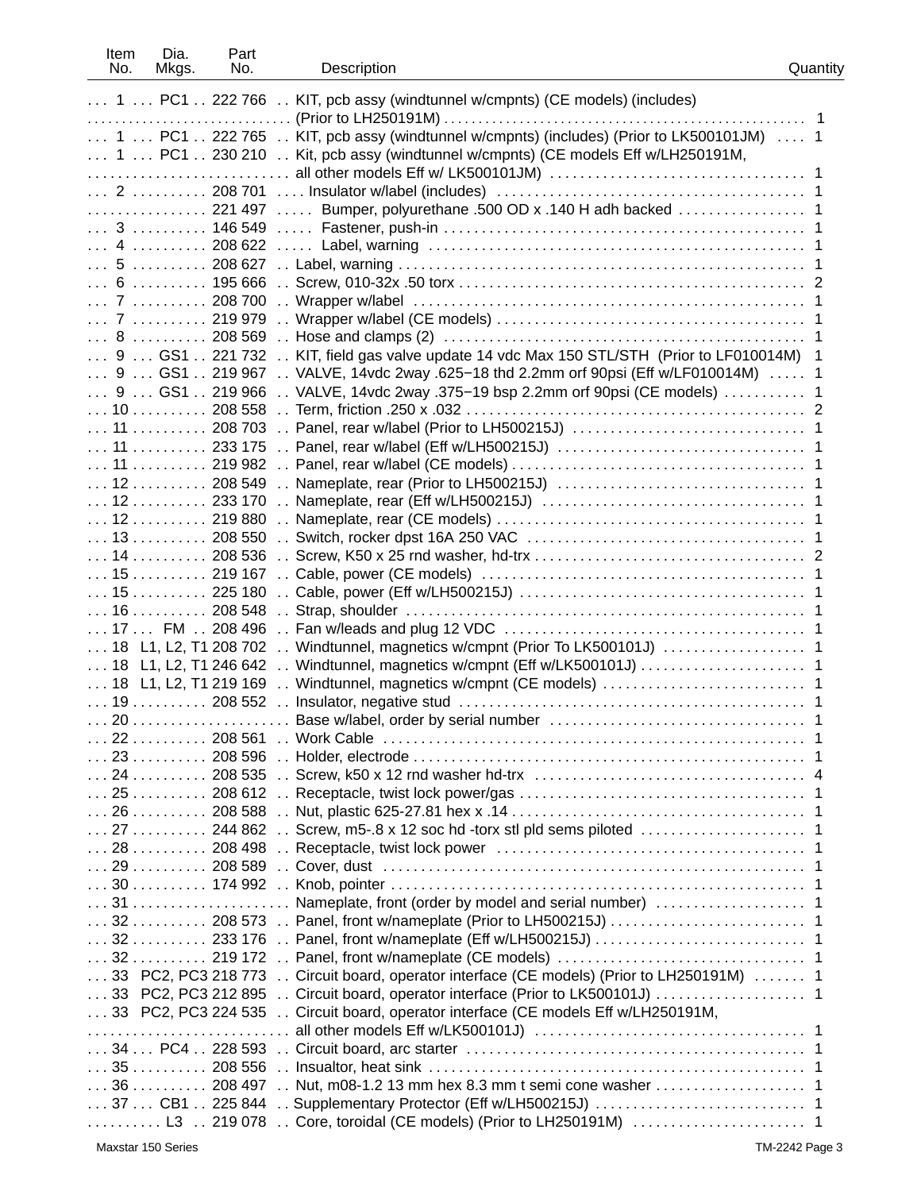| Item No. | Dia. Mkgs. | Part No. | Description | Quantity |
|---|---|---|---|---|
| 1 | PC1 | 222 766 | KIT, pcb assy (windtunnel w/cmpnts) (CE models) (includes) (Prior to LH250191M) | 1 |
| 1 | PC1 | 222 765 | KIT, pcb assy (windtunnel w/cmpnts) (includes) (Prior to LK500101JM) | 1 |
| 1 | PC1 | 230 210 | Kit, pcb assy (windtunnel w/cmpnts) (CE models Eff w/LH250191M, all other models Eff w/ LK500101JM) | 1 |
| 2 | | 208 701 | .... Insulator w/label (includes) | 1 |
| | | 221 497 | ..... Bumper, polyurethane .500 OD x .140 H adh backed | 1 |
| 3 | | 146 549 | ..... Fastener, push-in | 1 |
| 4 | | 208 622 | ..... Label, warning | 1 |
| 5 | | 208 627 | Label, warning | 1 |
| 6 | | 195 666 | Screw, 010-32x .50 torx | 2 |
| 7 | | 208 700 | Wrapper w/label | 1 |
| 7 | | 219 979 | Wrapper w/label (CE models) | 1 |
| 8 | | 208 569 | Hose and clamps (2) | 1 |
| 9 | GS1 | 221 732 | KIT, field gas valve update 14 vdc Max 150 STL/STH (Prior to LF010014M) | 1 |
| 9 | GS1 | 219 967 | VALVE, 14vdc 2way .625−18 thd 2.2mm orf 90psi (Eff w/LF010014M) | 1 |
| 9 | GS1 | 219 966 | VALVE, 14vdc 2way .375−19 bsp 2.2mm orf 90psi (CE models) | 1 |
| 10 | | 208 558 | Term, friction .250 x .032 | 2 |
| 11 | | 208 703 | Panel, rear w/label (Prior to LH500215J) | 1 |
| 11 | | 233 175 | Panel, rear w/label (Eff w/LH500215J) | 1 |
| 11 | | 219 982 | Panel, rear w/label (CE models) | 1 |
| 12 | | 208 549 | Nameplate, rear (Prior to LH500215J) | 1 |
| 12 | | 233 170 | Nameplate, rear (Eff w/LH500215J) | 1 |
| 12 | | 219 880 | Nameplate, rear (CE models) | 1 |
| 13 | | 208 550 | Switch, rocker dpst 16A 250 VAC | 1 |
| 14 | | 208 536 | Screw, K50 x 25 rnd washer, hd-trx | 2 |
| 15 | | 219 167 | Cable, power (CE models) | 1 |
| 15 | | 225 180 | Cable, power (Eff w/LH500215J) | 1 |
| 16 | | 208 548 | Strap, shoulder | 1 |
| 17 | FM | 208 496 | Fan w/leads and plug 12 VDC | 1 |
| 18 | L1, L2, T1 | 208 702 | Windtunnel, magnetics w/cmpnt (Prior To LK500101J) | 1 |
| 18 | L1, L2, T1 | 246 642 | Windtunnel, magnetics w/cmpnt (Eff w/LK500101J) | 1 |
| 18 | L1, L2, T1 | 219 169 | Windtunnel, magnetics w/cmpnt (CE models) | 1 |
| 19 | | 208 552 | Insulator, negative stud | 1 |
| 20 | | | Base w/label, order by serial number | 1 |
| 22 | | 208 561 | Work Cable | 1 |
| 23 | | 208 596 | Holder, electrode | 1 |
| 24 | | 208 535 | Screw, k50 x 12 rnd washer hd-trx | 4 |
| 25 | | 208 612 | Receptacle, twist lock power/gas | 1 |
| 26 | | 208 588 | Nut, plastic 625-27.81 hex x .14 | 1 |
| 27 | | 244 862 | Screw, m5-.8 x 12 soc hd -torx stl pld sems piloted | 1 |
| 28 | | 208 498 | Receptacle, twist lock power | 1 |
| 29 | | 208 589 | Cover, dust | 1 |
| 30 | | 174 992 | Knob, pointer | 1 |
| 31 | | | Nameplate, front (order by model and serial number) | 1 |
| 32 | | 208 573 | Panel, front w/nameplate (Prior to LH500215J) | 1 |
| 32 | | 233 176 | Panel, front w/nameplate (Eff w/LH500215J) | 1 |
| 32 | | 219 172 | Panel, front w/nameplate (CE models) | 1 |
| 33 | PC2, PC3 | 218 773 | Circuit board, operator interface (CE models) (Prior to LH250191M) | 1 |
| 33 | PC2, PC3 | 212 895 | Circuit board, operator interface (Prior to LK500101J) | 1 |
| 33 | PC2, PC3 | 224 535 | Circuit board, operator interface (CE models Eff w/LH250191M, all other models Eff w/LK500101J) | 1 |
| 34 | PC4 | 228 593 | Circuit board, arc starter | 1 |
| 35 | | 208 556 | Insualtor, heat sink | 1 |
| 36 | | 208 497 | Nut, m08-1.2 13 mm hex 8.3 mm t semi cone washer | 1 |
| 37 | CB1 | 225 844 | Supplementary Protector (Eff w/LH500215J) | 1 |
| | L3 | 219 078 | Core, toroidal (CE models) (Prior to LH250191M) | 1 |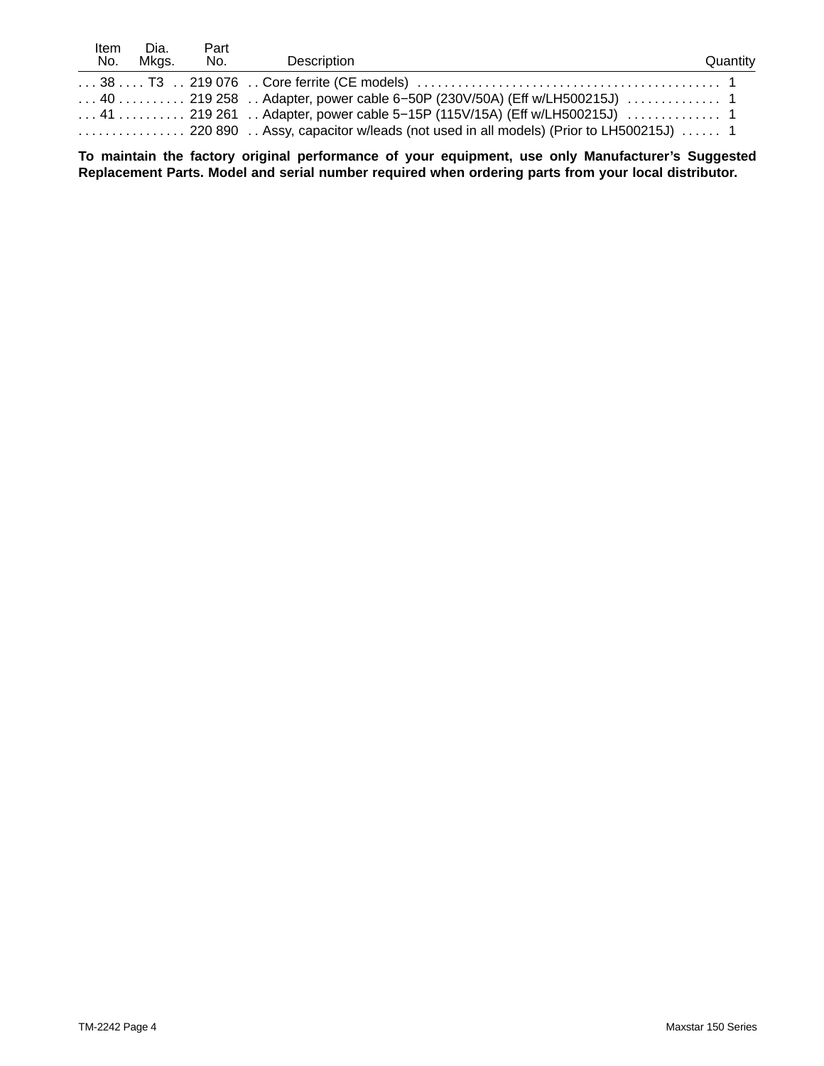| Item No. | Dia. Mkgs. | Part No. | Description | Quantity |
|---|---|---|---|---|
| 38 | T3 | 219 076 | . . Core ferrite (CE models) | 1 |
| 40 | | 219 258 | . . Adapter, power cable 6−50P (230V/50A) (Eff w/LH500215J) | 1 |
| 41 | | 219 261 | . . Adapter, power cable 5−15P (115V/15A) (Eff w/LH500215J) | 1 |
| | | 220 890 | . . Assy, capacitor w/leads (not used in all models) (Prior to LH500215J) | 1 |

**To maintain the factory original performance of your equipment, use only Manufacturer's Suggested Replacement Parts. Model and serial number required when ordering parts from your local distributor.**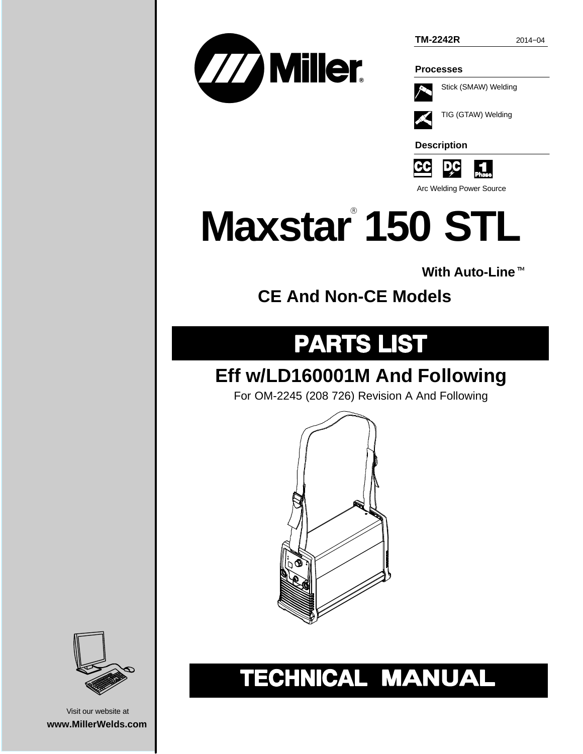TM-2242R 2014−04

**Processes**

Stick (SMAW) Welding

TIG (GTAW) Welding

**Description**

Arc Welding Power Source

# Maxstar® 150 STL

**With Auto-Line™**

## CE And Non-CE Models

# PARTS LIST

## Eff w/LD160001M And Following

For OM-2245 (208 726) Revision A And Following

# TECHNICAL MANUAL

Visit our website at

**www.MillerWelds.com**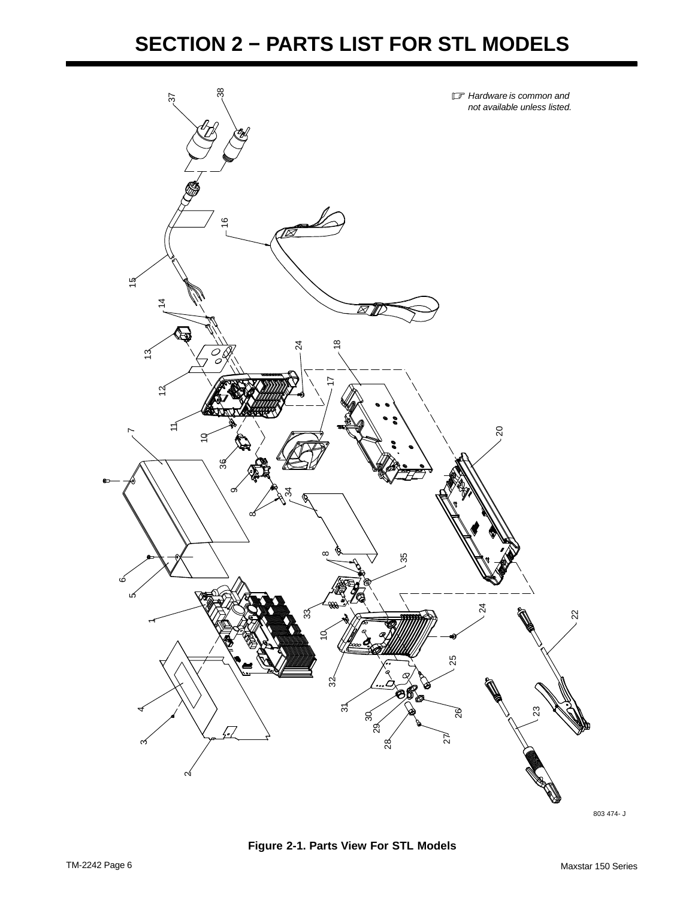# SECTION 2 − PARTS LIST FOR STL MODELS

*Hardware is common and not available unless listed.*

803 474- J

**Figure 2-1. Parts View For STL Models**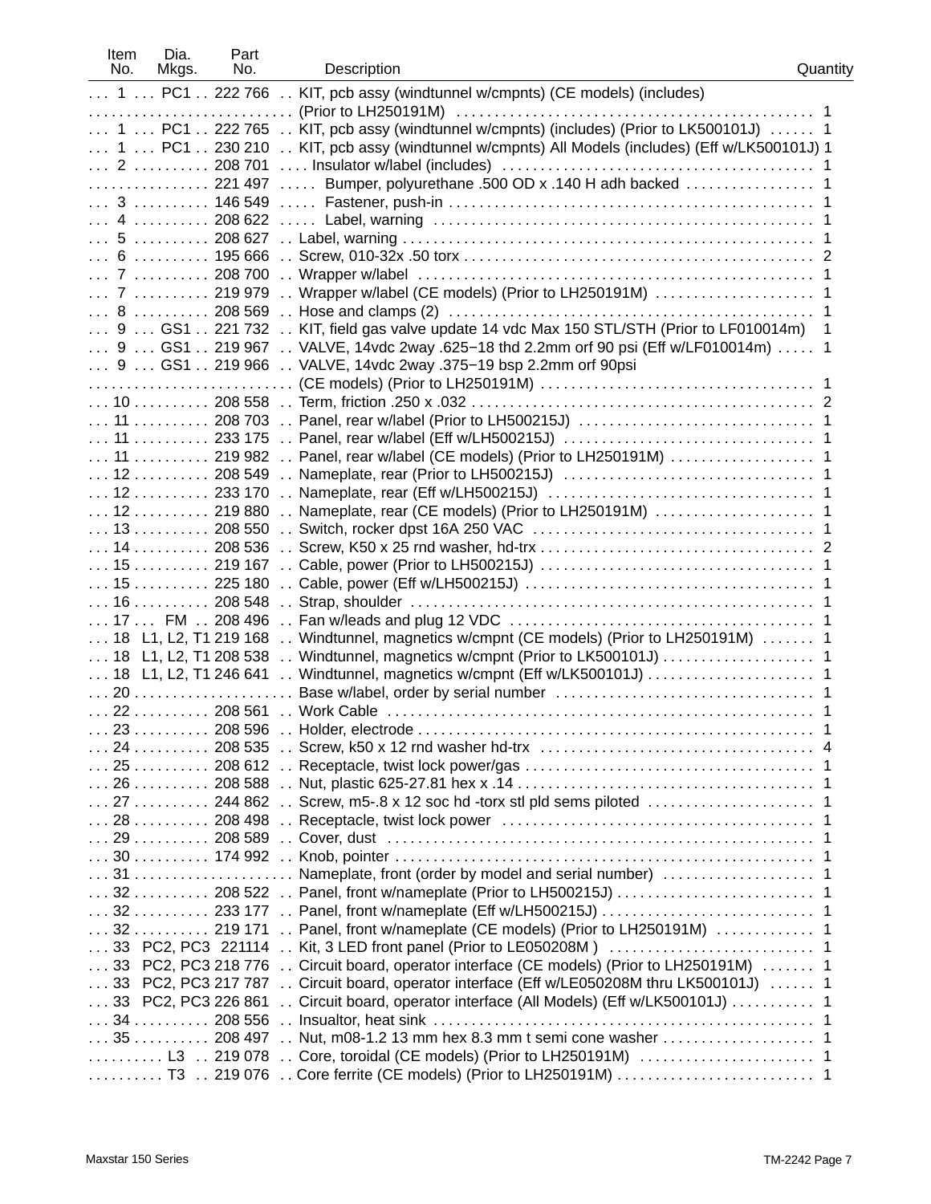| Item No. | Dia. Mkgs. | Part No. | Description | Quantity |
|---|---|---|---|---|
| 1 | PC1 | 222 766 | KIT, pcb assy (windtunnel w/cmpnts) (CE models) (includes) (Prior to LH250191M) | 1 |
| 1 | PC1 | 222 765 | KIT, pcb assy (windtunnel w/cmpnts) (includes) (Prior to LK500101J) | 1 |
| 1 | PC1 | 230 210 | KIT, pcb assy (windtunnel w/cmpnts) All Models (includes) (Eff w/LK500101J) | 1 |
| 2 | | 208 701 | . . . . Insulator w/label (includes) | 1 |
| | | 221 497 | . . . . . Bumper, polyurethane .500 OD x .140 H adh backed | 1 |
| 3 | | 146 549 | . . . . . Fastener, push-in | 1 |
| 4 | | 208 622 | . . . . . Label, warning | 1 |
| 5 | | 208 627 | Label, warning | 1 |
| 6 | | 195 666 | Screw, 010-32x .50 torx | 2 |
| 7 | | 208 700 | Wrapper w/label | 1 |
| 7 | | 219 979 | Wrapper w/label (CE models) (Prior to LH250191M) | 1 |
| 8 | | 208 569 | Hose and clamps (2) | 1 |
| 9 | GS1 | 221 732 | KIT, field gas valve update 14 vdc Max 150 STL/STH (Prior to LF010014m) | 1 |
| 9 | GS1 | 219 967 | VALVE, 14vdc 2way .625−18 thd 2.2mm orf 90 psi (Eff w/LF010014m) | 1 |
| 9 | GS1 | 219 966 | VALVE, 14vdc 2way .375−19 bsp 2.2mm orf 90psi (CE models) (Prior to LH250191M) | 1 |
| 10 | | 208 558 | Term, friction .250 x .032 | 2 |
| 11 | | 208 703 | Panel, rear w/label (Prior to LH500215J) | 1 |
| 11 | | 233 175 | Panel, rear w/label (Eff w/LH500215J) | 1 |
| 11 | | 219 982 | Panel, rear w/label (CE models) (Prior to LH250191M) | 1 |
| 12 | | 208 549 | Nameplate, rear (Prior to LH500215J) | 1 |
| 12 | | 233 170 | Nameplate, rear (Eff w/LH500215J) | 1 |
| 12 | | 219 880 | Nameplate, rear (CE models) (Prior to LH250191M) | 1 |
| 13 | | 208 550 | Switch, rocker dpst 16A 250 VAC | 1 |
| 14 | | 208 536 | Screw, K50 x 25 rnd washer, hd-trx | 2 |
| 15 | | 219 167 | Cable, power (Prior to LH500215J) | 1 |
| 15 | | 225 180 | Cable, power (Eff w/LH500215J) | 1 |
| 16 | | 208 548 | Strap, shoulder | 1 |
| 17 | FM | 208 496 | Fan w/leads and plug 12 VDC | 1 |
| 18 | L1, L2, T1 | 219 168 | Windtunnel, magnetics w/cmpnt (CE models) (Prior to LH250191M) | 1 |
| 18 | L1, L2, T1 | 208 538 | Windtunnel, magnetics w/cmpnt (Prior to LK500101J) | 1 |
| 18 | L1, L2, T1 | 246 641 | Windtunnel, magnetics w/cmpnt (Eff w/LK500101J) | 1 |
| 20 | | | Base w/label, order by serial number | 1 |
| 22 | | 208 561 | Work Cable | 1 |
| 23 | | 208 596 | Holder, electrode | 1 |
| 24 | | 208 535 | Screw, k50 x 12 rnd washer hd-trx | 4 |
| 25 | | 208 612 | Receptacle, twist lock power/gas | 1 |
| 26 | | 208 588 | Nut, plastic 625-27.81 hex x .14 | 1 |
| 27 | | 244 862 | Screw, m5-.8 x 12 soc hd -torx stl pld sems piloted | 1 |
| 28 | | 208 498 | Receptacle, twist lock power | 1 |
| 29 | | 208 589 | Cover, dust | 1 |
| 30 | | 174 992 | Knob, pointer | 1 |
| 31 | | | Nameplate, front (order by model and serial number) | 1 |
| 32 | | 208 522 | Panel, front w/nameplate (Prior to LH500215J) | 1 |
| 32 | | 233 177 | Panel, front w/nameplate (Eff w/LH500215J) | 1 |
| 32 | | 219 171 | Panel, front w/nameplate (CE models) (Prior to LH250191M) | 1 |
| 33 | PC2, PC3 | 221114 | Kit, 3 LED front panel (Prior to LE050208M ) | 1 |
| 33 | PC2, PC3 | 218 776 | Circuit board, operator interface (CE models) (Prior to LH250191M) | 1 |
| 33 | PC2, PC3 | 217 787 | Circuit board, operator interface (Eff w/LE050208M thru LK500101J) | 1 |
| 33 | PC2, PC3 | 226 861 | Circuit board, operator interface (All Models) (Eff w/LK500101J) | 1 |
| 34 | | 208 556 | Insualtor, heat sink | 1 |
| 35 | | 208 497 | Nut, m08-1.2 13 mm hex 8.3 mm t semi cone washer | 1 |
| | L3 | 219 078 | Core, toroidal (CE models) (Prior to LH250191M) | 1 |
| | T3 | 219 076 | Core ferrite (CE models) (Prior to LH250191M) | 1 |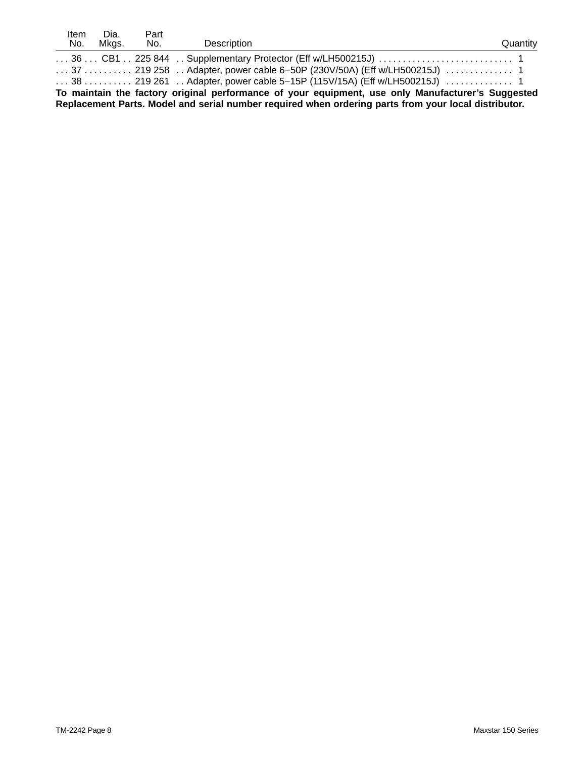| Item No. | Dia. Mkgs. | Part No. | Description | Quantity |
|---|---|---|---|---|
| 36 | CB1 | 225 844 | . . Supplementary Protector (Eff w/LH500215J) | 1 |
| 37 | | 219 258 | . . Adapter, power cable 6−50P (230V/50A) (Eff w/LH500215J) | 1 |
| 38 | | 219 261 | . . Adapter, power cable 5−15P (115V/15A) (Eff w/LH500215J) | 1 |

**To maintain the factory original performance of your equipment, use only Manufacturer's Suggested Replacement Parts. Model and serial number required when ordering parts from your local distributor.**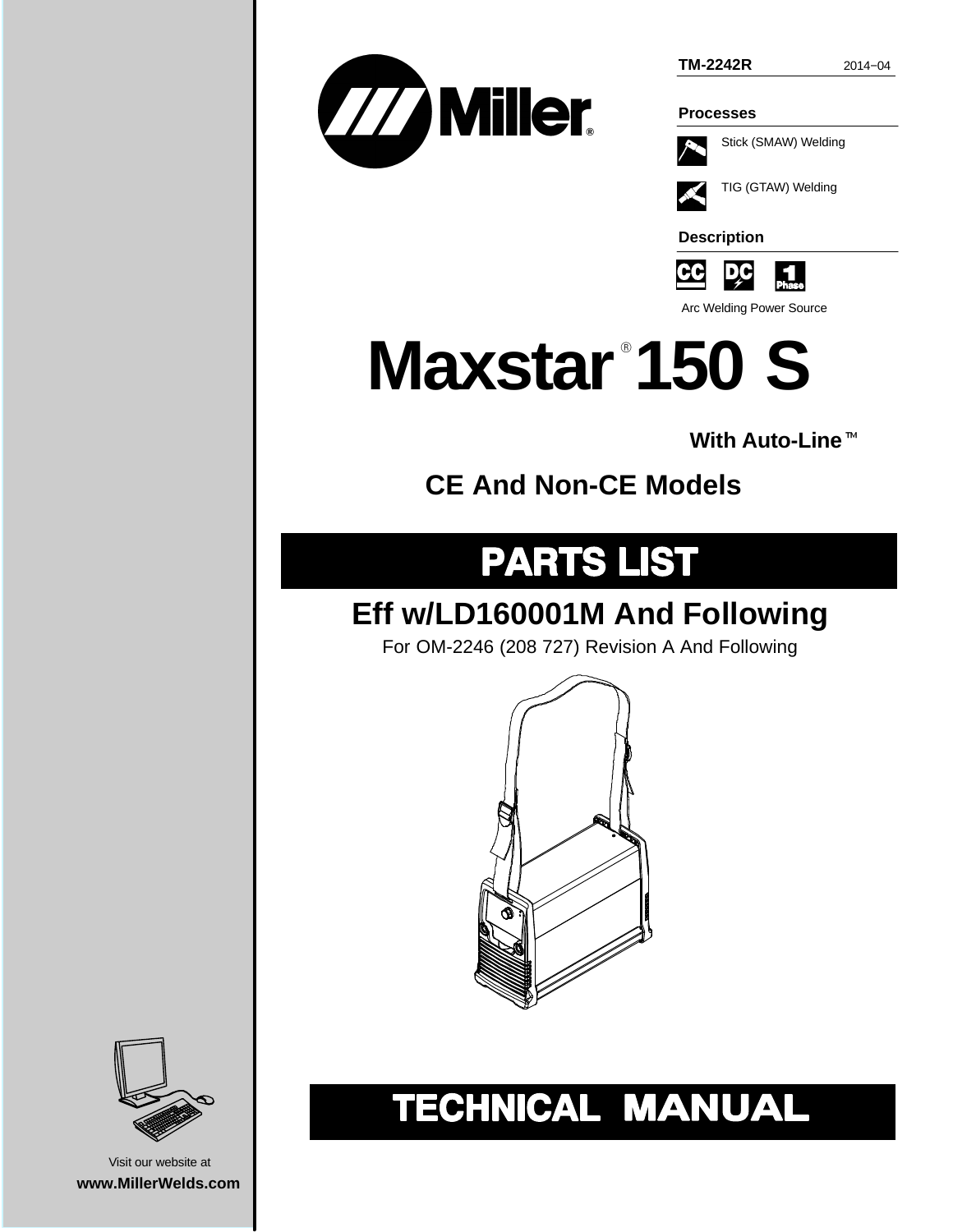TM-2242R 2014−04

## Processes

Stick (SMAW) Welding

TIG (GTAW) Welding

## Description

CC DC 1 Phase

Arc Welding Power Source

# Maxstar® 150 S

**With Auto-Line™**

## CE And Non-CE Models

# PARTS LIST

## Eff w/LD160001M And Following

For OM-2246 (208 727) Revision A And Following

# TECHNICAL MANUAL

Visit our website at

**www.MillerWelds.com**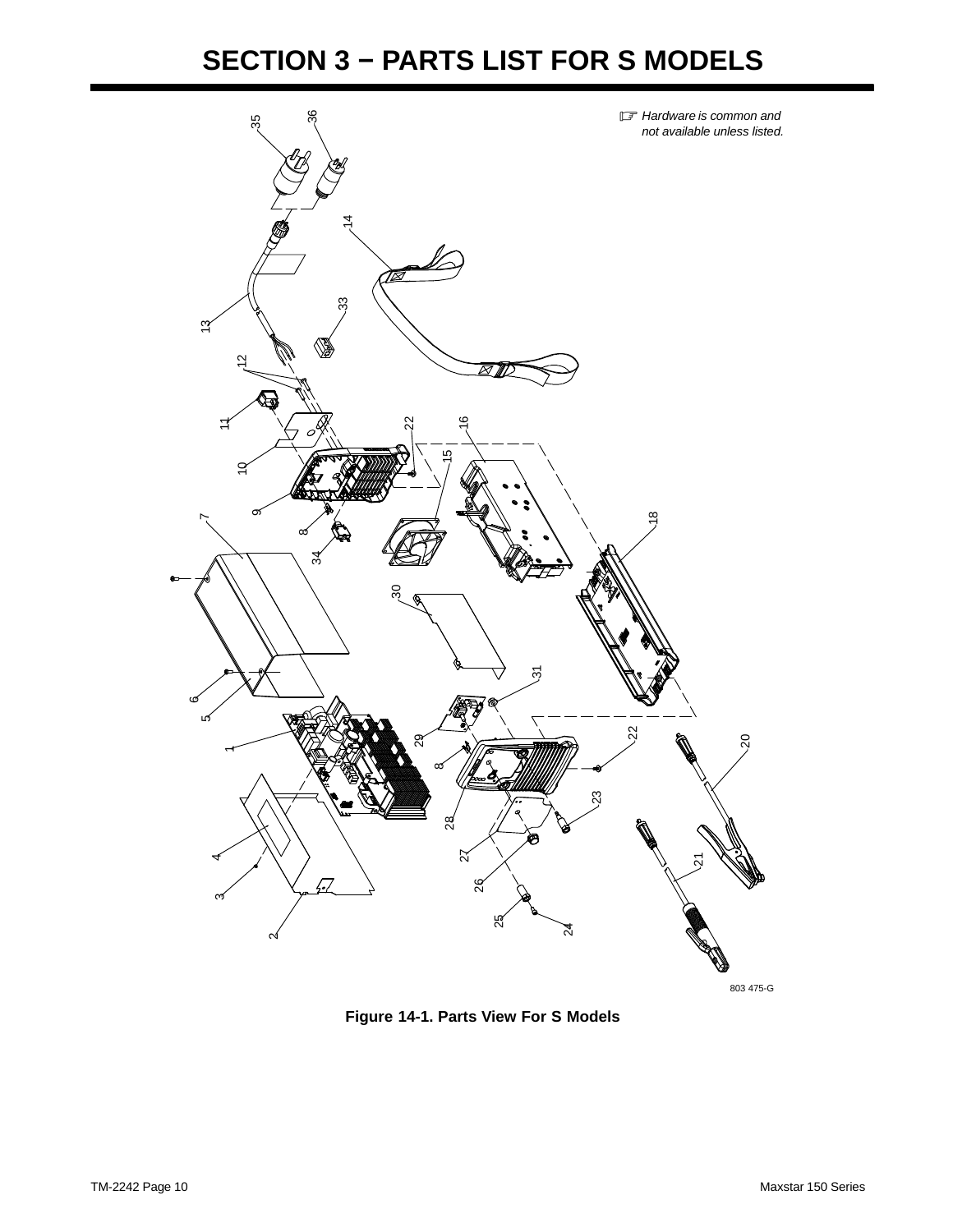# SECTION 3 − PARTS LIST FOR S MODELS

*Hardware is common and not available unless listed.*

803 475-G

**Figure 14-1. Parts View For S Models**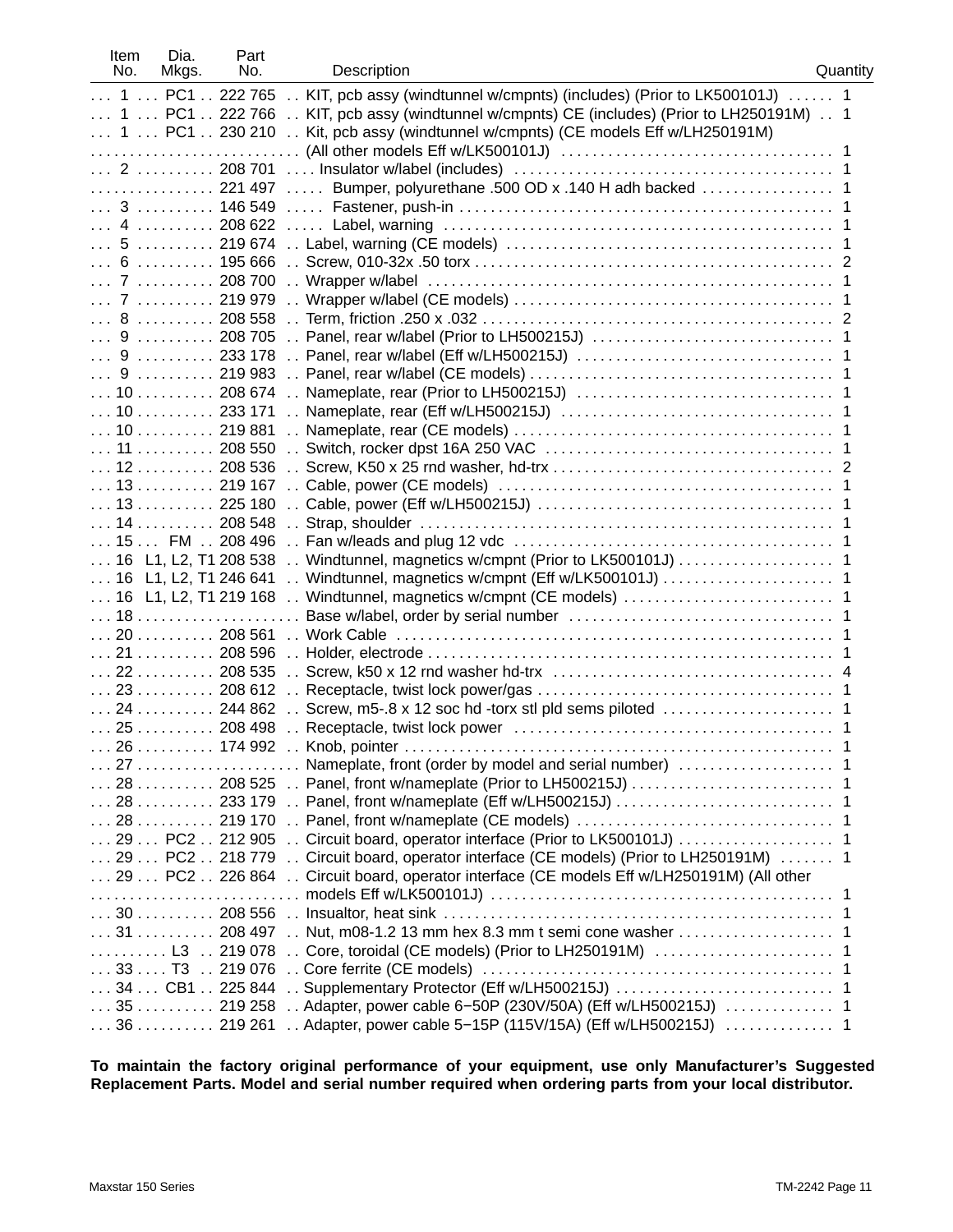| Item No. | Dia. Mkgs. | Part No. | Description | Quantity |
| --- | --- | --- | --- | --- |
| 1 | PC1 | 222 765 | KIT, pcb assy (windtunnel w/cmpnts) (includes) (Prior to LK500101J) | 1 |
| 1 | PC1 | 222 766 | KIT, pcb assy (windtunnel w/cmpnts) CE (includes) (Prior to LH250191M) | 1 |
| 1 | PC1 | 230 210 | Kit, pcb assy (windtunnel w/cmpnts) (CE models Eff w/LH250191M) (All other models Eff w/LK500101J) | 1 |
| 2 | | 208 701 | Insulator w/label (includes) | 1 |
| | | 221 497 | Bumper, polyurethane .500 OD x .140 H adh backed | 1 |
| 3 | | 146 549 | Fastener, push-in | 1 |
| 4 | | 208 622 | Label, warning | 1 |
| 5 | | 219 674 | Label, warning (CE models) | 1 |
| 6 | | 195 666 | Screw, 010-32x .50 torx | 2 |
| 7 | | 208 700 | Wrapper w/label | 1 |
| 7 | | 219 979 | Wrapper w/label (CE models) | 1 |
| 8 | | 208 558 | Term, friction .250 x .032 | 2 |
| 9 | | 208 705 | Panel, rear w/label (Prior to LH500215J) | 1 |
| 9 | | 233 178 | Panel, rear w/label (Eff w/LH500215J) | 1 |
| 9 | | 219 983 | Panel, rear w/label (CE models) | 1 |
| 10 | | 208 674 | Nameplate, rear (Prior to LH500215J) | 1 |
| 10 | | 233 171 | Nameplate, rear (Eff w/LH500215J) | 1 |
| 10 | | 219 881 | Nameplate, rear (CE models) | 1 |
| 11 | | 208 550 | Switch, rocker dpst 16A 250 VAC | 1 |
| 12 | | 208 536 | Screw, K50 x 25 rnd washer, hd-trx | 2 |
| 13 | | 219 167 | Cable, power (CE models) | 1 |
| 13 | | 225 180 | Cable, power (Eff w/LH500215J) | 1 |
| 14 | | 208 548 | Strap, shoulder | 1 |
| 15 | FM | 208 496 | Fan w/leads and plug 12 vdc | 1 |
| 16 | L1, L2, T1 | 208 538 | Windtunnel, magnetics w/cmpnt (Prior to LK500101J) | 1 |
| 16 | L1, L2, T1 | 246 641 | Windtunnel, magnetics w/cmpnt (Eff w/LK500101J) | 1 |
| 16 | L1, L2, T1 | 219 168 | Windtunnel, magnetics w/cmpnt (CE models) | 1 |
| 18 | | | Base w/label, order by serial number | 1 |
| 20 | | 208 561 | Work Cable | 1 |
| 21 | | 208 596 | Holder, electrode | 1 |
| 22 | | 208 535 | Screw, k50 x 12 rnd washer hd-trx | 4 |
| 23 | | 208 612 | Receptacle, twist lock power/gas | 1 |
| 24 | | 244 862 | Screw, m5-.8 x 12 soc hd -torx stl pld sems piloted | 1 |
| 25 | | 208 498 | Receptacle, twist lock power | 1 |
| 26 | | 174 992 | Knob, pointer | 1 |
| 27 | | | Nameplate, front (order by model and serial number) | 1 |
| 28 | | 208 525 | Panel, front w/nameplate (Prior to LH500215J) | 1 |
| 28 | | 233 179 | Panel, front w/nameplate (Eff w/LH500215J) | 1 |
| 28 | | 219 170 | Panel, front w/nameplate (CE models) | 1 |
| 29 | PC2 | 212 905 | Circuit board, operator interface (Prior to LK500101J) | 1 |
| 29 | PC2 | 218 779 | Circuit board, operator interface (CE models) (Prior to LH250191M) | 1 |
| 29 | PC2 | 226 864 | Circuit board, operator interface (CE models Eff w/LH250191M) (All other models Eff w/LK500101J) | 1 |
| 30 | | 208 556 | Insualtor, heat sink | 1 |
| 31 | | 208 497 | Nut, m08-1.2 13 mm hex 8.3 mm t semi cone washer | 1 |
| | L3 | 219 078 | Core, toroidal (CE models) (Prior to LH250191M) | 1 |
| 33 | T3 | 219 076 | Core ferrite (CE models) | 1 |
| 34 | CB1 | 225 844 | Supplementary Protector (Eff w/LH500215J) | 1 |
| 35 | | 219 258 | Adapter, power cable 6−50P (230V/50A) (Eff w/LH500215J) | 1 |
| 36 | | 219 261 | Adapter, power cable 5−15P (115V/15A) (Eff w/LH500215J) | 1 |

**To maintain the factory original performance of your equipment, use only Manufacturer's Suggested Replacement Parts. Model and serial number required when ordering parts from your local distributor.**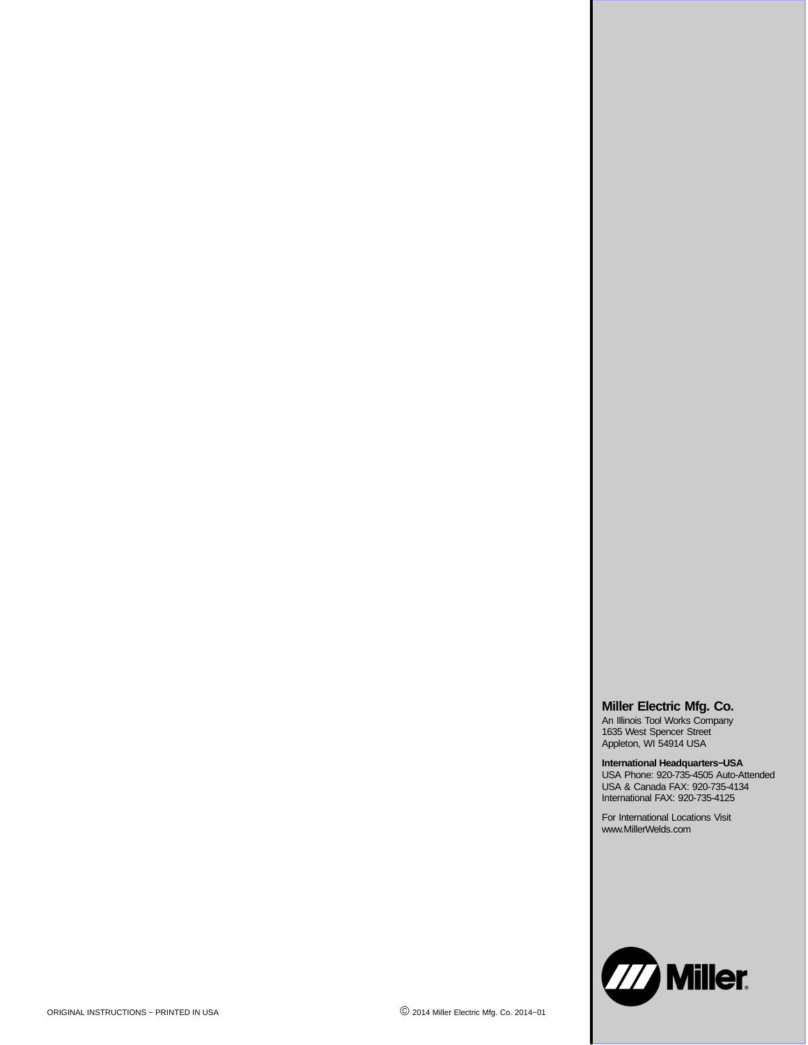**Miller Electric Mfg. Co.**

An Illinois Tool Works Company
1635 West Spencer Street
Appleton, WI 54914 USA

**International Headquarters–USA**

USA Phone: 920-735-4505 Auto-Attended
USA & Canada FAX: 920-735-4134
International FAX: 920-735-4125

For International Locations Visit
www.MillerWelds.com

Miller

ORIGINAL INSTRUCTIONS − PRINTED IN USA

© 2014 Miller Electric Mfg. Co. 2014−01